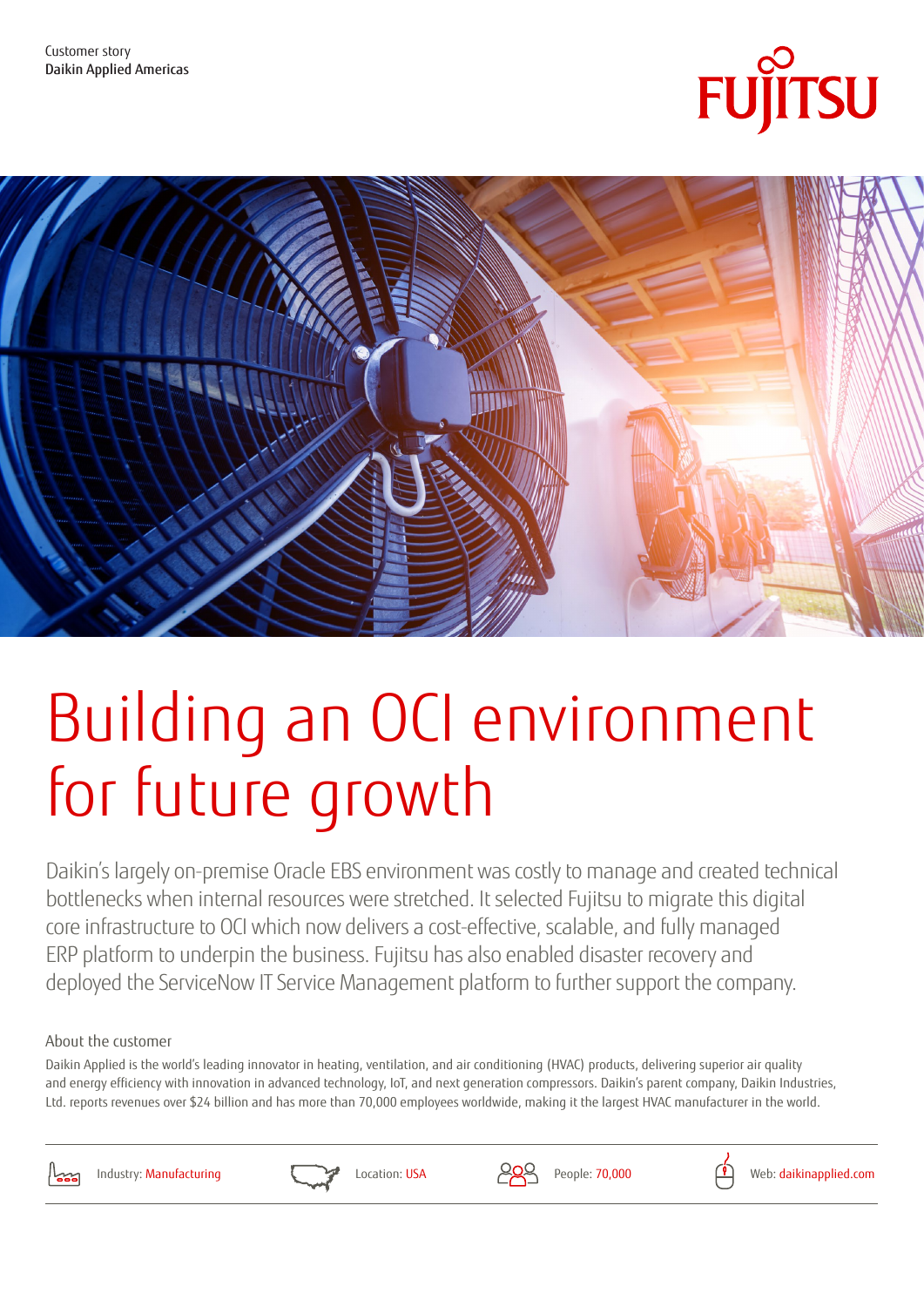Customer story
Daikin Applied Americas

# Building an OCI environment for future growth

Daikin's largely on-premise Oracle EBS environment was costly to manage and created technical bottlenecks when internal resources were stretched. It selected Fujitsu to migrate this digital core infrastructure to OCI which now delivers a cost-effective, scalable, and fully managed ERP platform to underpin the business. Fujitsu has also enabled disaster recovery and deployed the ServiceNow IT Service Management platform to further support the company.

## About the customer

Daikin Applied is the world's leading innovator in heating, ventilation, and air conditioning (HVAC) products, delivering superior air quality and energy efficiency with innovation in advanced technology, IoT, and next generation compressors. Daikin's parent company, Daikin Industries, Ltd. reports revenues over $24 billion and has more than 70,000 employees worldwide, making it the largest HVAC manufacturer in the world.

Industry: Manufacturing | Location: USA | People: 70,000 | Web: daikinapplied.com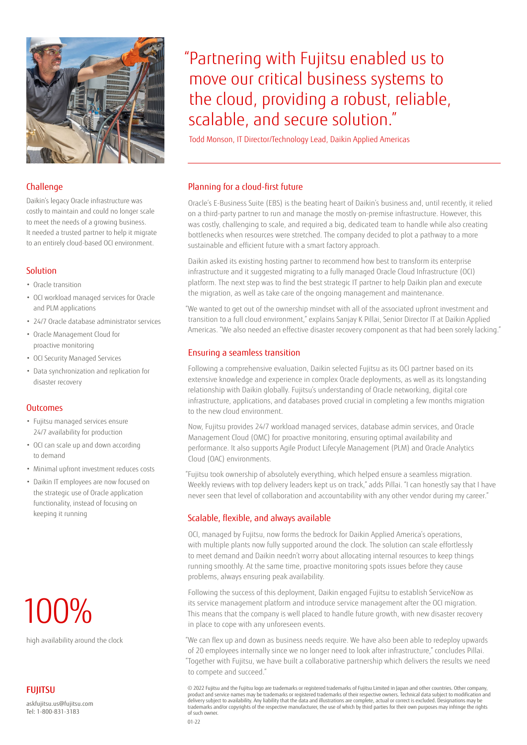> "Partnering with Fujitsu enabled us to move our critical business systems to the cloud, providing a robust, reliable, scalable, and secure solution."

Todd Monson, IT Director/Technology Lead, Daikin Applied Americas

## Challenge

Daikin's legacy Oracle infrastructure was costly to maintain and could no longer scale to meet the needs of a growing business. It needed a trusted partner to help it migrate to an entirely cloud-based OCI environment.

## Solution

- Oracle transition
- OCI workload managed services for Oracle and PLM applications
- 24/7 Oracle database administrator services
- Oracle Management Cloud for proactive monitoring
- OCI Security Managed Services
- Data synchronization and replication for disaster recovery

## Outcomes

- Fujitsu managed services ensure 24/7 availability for production
- OCI can scale up and down according to demand
- Minimal upfront investment reduces costs
- Daikin IT employees are now focused on the strategic use of Oracle application functionality, instead of focusing on keeping it running

## Planning for a cloud-first future

Oracle's E-Business Suite (EBS) is the beating heart of Daikin's business and, until recently, it relied on a third-party partner to run and manage the mostly on-premise infrastructure. However, this was costly, challenging to scale, and required a big, dedicated team to handle while also creating bottlenecks when resources were stretched. The company decided to plot a pathway to a more sustainable and efficient future with a smart factory approach.

Daikin asked its existing hosting partner to recommend how best to transform its enterprise infrastructure and it suggested migrating to a fully managed Oracle Cloud Infrastructure (OCI) platform. The next step was to find the best strategic IT partner to help Daikin plan and execute the migration, as well as take care of the ongoing management and maintenance.

"We wanted to get out of the ownership mindset with all of the associated upfront investment and transition to a full cloud environment," explains Sanjay K Pillai, Senior Director IT at Daikin Applied Americas. "We also needed an effective disaster recovery component as that had been sorely lacking."

## Ensuring a seamless transition

Following a comprehensive evaluation, Daikin selected Fujitsu as its OCI partner based on its extensive knowledge and experience in complex Oracle deployments, as well as its longstanding relationship with Daikin globally. Fujitsu's understanding of Oracle networking, digital core infrastructure, applications, and databases proved crucial in completing a few months migration to the new cloud environment.

Now, Fujitsu provides 24/7 workload managed services, database admin services, and Oracle Management Cloud (OMC) for proactive monitoring, ensuring optimal availability and performance. It also supports Agile Product Lifecyle Management (PLM) and Oracle Analytics Cloud (OAC) environments.

"Fujitsu took ownership of absolutely everything, which helped ensure a seamless migration. Weekly reviews with top delivery leaders kept us on track," adds Pillai. "I can honestly say that I have never seen that level of collaboration and accountability with any other vendor during my career."

## Scalable, flexible, and always available

OCI, managed by Fujitsu, now forms the bedrock for Daikin Applied America's operations, with multiple plants now fully supported around the clock. The solution can scale effortlessly to meet demand and Daikin needn't worry about allocating internal resources to keep things running smoothly. At the same time, proactive monitoring spots issues before they cause problems, always ensuring peak availability.

Following the success of this deployment, Daikin engaged Fujitsu to establish ServiceNow as its service management platform and introduce service management after the OCI migration. This means that the company is well placed to handle future growth, with new disaster recovery in place to cope with any unforeseen events.

"We can flex up and down as business needs require. We have also been able to redeploy upwards of 20 employees internally since we no longer need to look after infrastructure," concludes Pillai. "Together with Fujitsu, we have built a collaborative partnership which delivers the results we need to compete and succeed."

# 100%

high availability around the clock

**FUJITSU**

askfujitsu.us@fujitsu.com
Tel: 1-800-831-3183

© 2022 Fujitsu and the Fujitsu logo are trademarks or registered trademarks of Fujitsu Limited in Japan and other countries. Other company, product and service names may be trademarks or registered trademarks of their respective owners. Technical data subject to modification and delivery subject to availability. Any liability that the data and illustrations are complete, actual or correct is excluded. Designations may be trademarks and/or copyrights of the respective manufacturer, the use of which by third parties for their own purposes may infringe the rights of such owner.

01-22